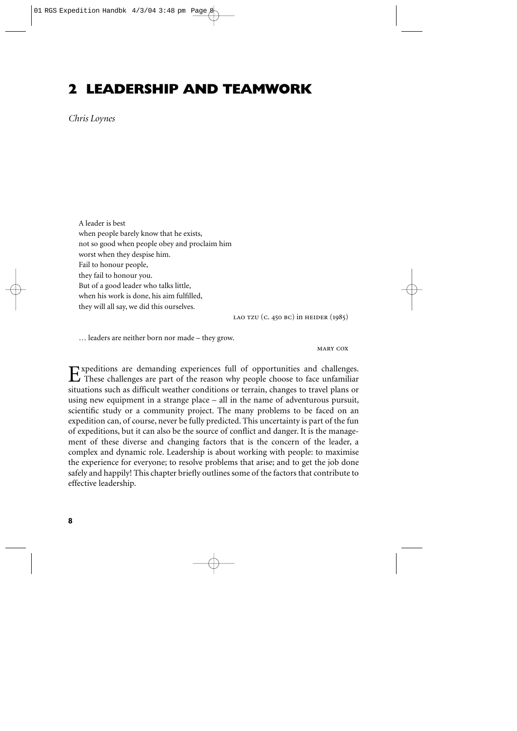# 2 LEADERSHIP AND TEAMWORK

*Chris Loynes*

> A leader is best
> when people barely know that he exists,
> not so good when people obey and proclaim him
> worst when they despise him.
> Fail to honour people,
> they fail to honour you.
> But of a good leader who talks little,
> when his work is done, his aim fulfilled,
> they will all say, we did this ourselves.
>
> LAO TZU (C. 450 BC) in HEIDER (1985)

> … leaders are neither born nor made – they grow.
>
> MARY COX

Expeditions are demanding experiences full of opportunities and challenges. These challenges are part of the reason why people choose to face unfamiliar situations such as difficult weather conditions or terrain, changes to travel plans or using new equipment in a strange place – all in the name of adventurous pursuit, scientific study or a community project. The many problems to be faced on an expedition can, of course, never be fully predicted. This uncertainty is part of the fun of expeditions, but it can also be the source of conflict and danger. It is the management of these diverse and changing factors that is the concern of the leader, a complex and dynamic role. Leadership is about working with people: to maximise the experience for everyone; to resolve problems that arise; and to get the job done safely and happily! This chapter briefly outlines some of the factors that contribute to effective leadership.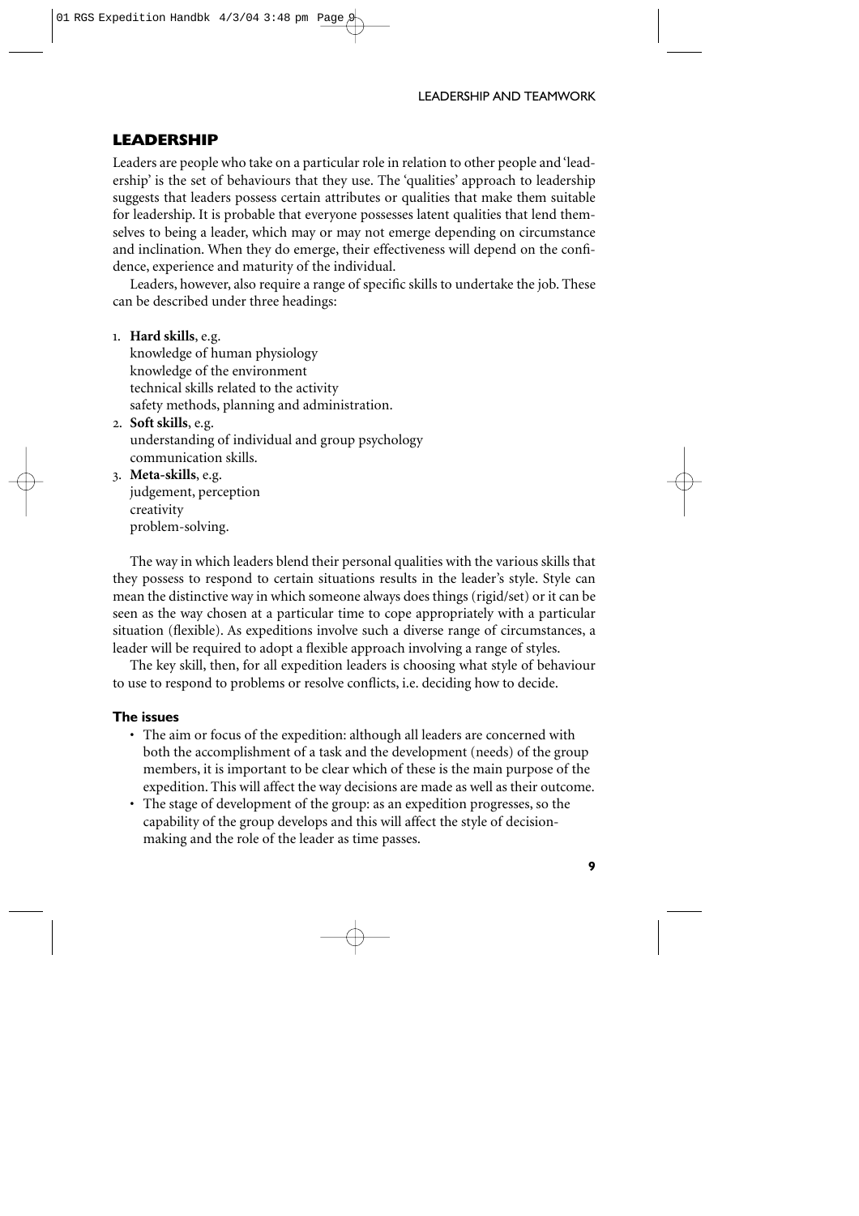## LEADERSHIP

Leaders are people who take on a particular role in relation to other people and 'leadership' is the set of behaviours that they use. The 'qualities' approach to leadership suggests that leaders possess certain attributes or qualities that make them suitable for leadership. It is probable that everyone possesses latent qualities that lend themselves to being a leader, which may or may not emerge depending on circumstance and inclination. When they do emerge, their effectiveness will depend on the confidence, experience and maturity of the individual.

Leaders, however, also require a range of specific skills to undertake the job. These can be described under three headings:

1. **Hard skills**, e.g.
   knowledge of human physiology
   knowledge of the environment
   technical skills related to the activity
   safety methods, planning and administration.
2. **Soft skills**, e.g.
   understanding of individual and group psychology
   communication skills.
3. **Meta-skills**, e.g.
   judgement, perception
   creativity
   problem-solving.

The way in which leaders blend their personal qualities with the various skills that they possess to respond to certain situations results in the leader's style. Style can mean the distinctive way in which someone always does things (rigid/set) or it can be seen as the way chosen at a particular time to cope appropriately with a particular situation (flexible). As expeditions involve such a diverse range of circumstances, a leader will be required to adopt a flexible approach involving a range of styles.

The key skill, then, for all expedition leaders is choosing what style of behaviour to use to respond to problems or resolve conflicts, i.e. deciding how to decide.

### The issues

- The aim or focus of the expedition: although all leaders are concerned with both the accomplishment of a task and the development (needs) of the group members, it is important to be clear which of these is the main purpose of the expedition. This will affect the way decisions are made as well as their outcome.
- The stage of development of the group: as an expedition progresses, so the capability of the group develops and this will affect the style of decision-making and the role of the leader as time passes.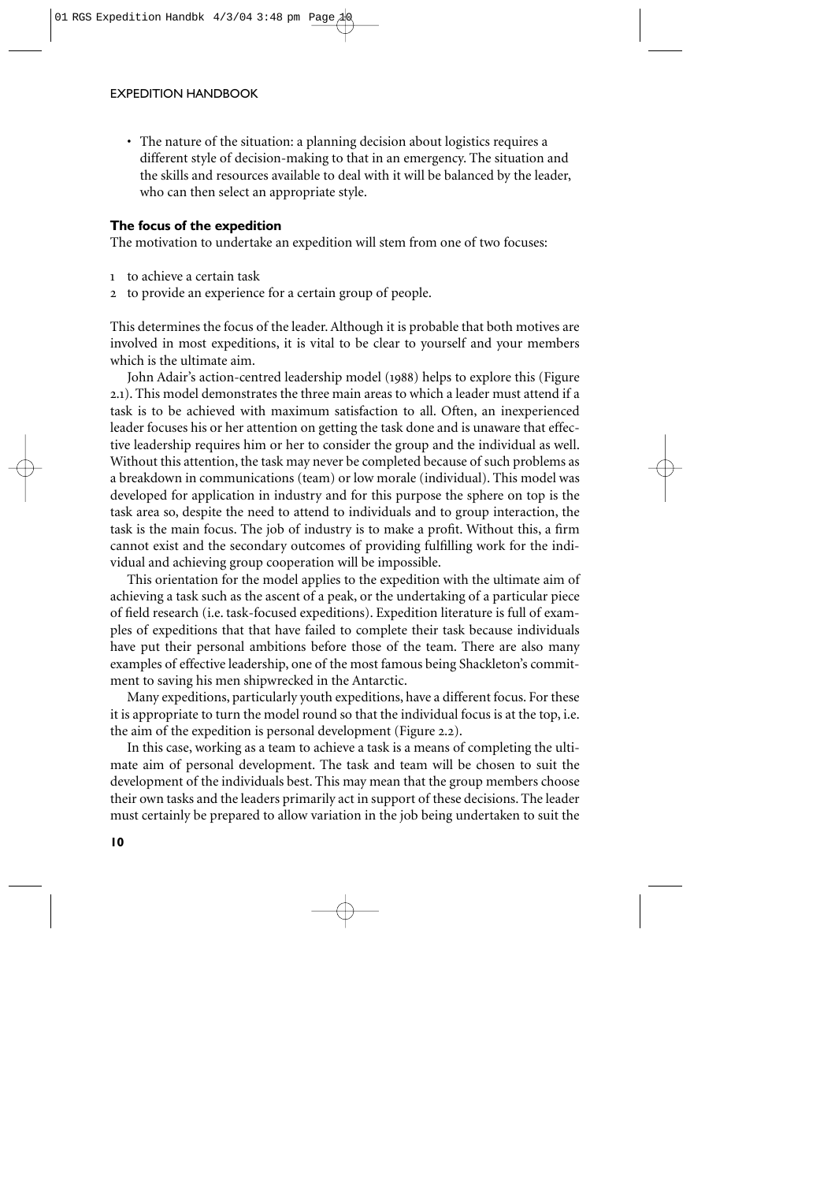- The nature of the situation: a planning decision about logistics requires a different style of decision-making to that in an emergency. The situation and the skills and resources available to deal with it will be balanced by the leader, who can then select an appropriate style.

### The focus of the expedition

The motivation to undertake an expedition will stem from one of two focuses:

1. to achieve a certain task
2. to provide an experience for a certain group of people.

This determines the focus of the leader. Although it is probable that both motives are involved in most expeditions, it is vital to be clear to yourself and your members which is the ultimate aim.

John Adair's action-centred leadership model (1988) helps to explore this (Figure 2.1). This model demonstrates the three main areas to which a leader must attend if a task is to be achieved with maximum satisfaction to all. Often, an inexperienced leader focuses his or her attention on getting the task done and is unaware that effective leadership requires him or her to consider the group and the individual as well. Without this attention, the task may never be completed because of such problems as a breakdown in communications (team) or low morale (individual). This model was developed for application in industry and for this purpose the sphere on top is the task area so, despite the need to attend to individuals and to group interaction, the task is the main focus. The job of industry is to make a profit. Without this, a firm cannot exist and the secondary outcomes of providing fulfilling work for the individual and achieving group cooperation will be impossible.

This orientation for the model applies to the expedition with the ultimate aim of achieving a task such as the ascent of a peak, or the undertaking of a particular piece of field research (i.e. task-focused expeditions). Expedition literature is full of examples of expeditions that that have failed to complete their task because individuals have put their personal ambitions before those of the team. There are also many examples of effective leadership, one of the most famous being Shackleton's commitment to saving his men shipwrecked in the Antarctic.

Many expeditions, particularly youth expeditions, have a different focus. For these it is appropriate to turn the model round so that the individual focus is at the top, i.e. the aim of the expedition is personal development (Figure 2.2).

In this case, working as a team to achieve a task is a means of completing the ultimate aim of personal development. The task and team will be chosen to suit the development of the individuals best. This may mean that the group members choose their own tasks and the leaders primarily act in support of these decisions. The leader must certainly be prepared to allow variation in the job being undertaken to suit the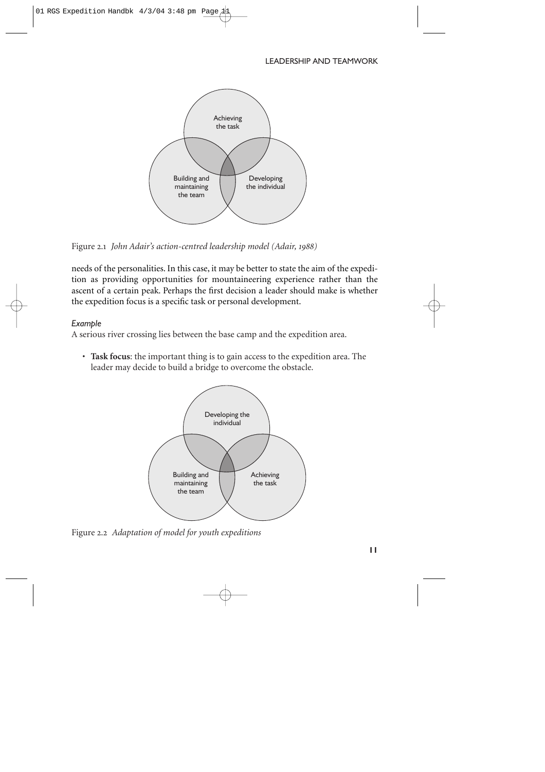Figure 2.1 *John Adair's action-centred leadership model (Adair, 1988)*

needs of the personalities. In this case, it may be better to state the aim of the expedition as providing opportunities for mountaineering experience rather than the ascent of a certain peak. Perhaps the first decision a leader should make is whether the expedition focus is a specific task or personal development.

*Example*

A serious river crossing lies between the base camp and the expedition area.

- **Task focus**: the important thing is to gain access to the expedition area. The leader may decide to build a bridge to overcome the obstacle.

Figure 2.2 *Adaptation of model for youth expeditions*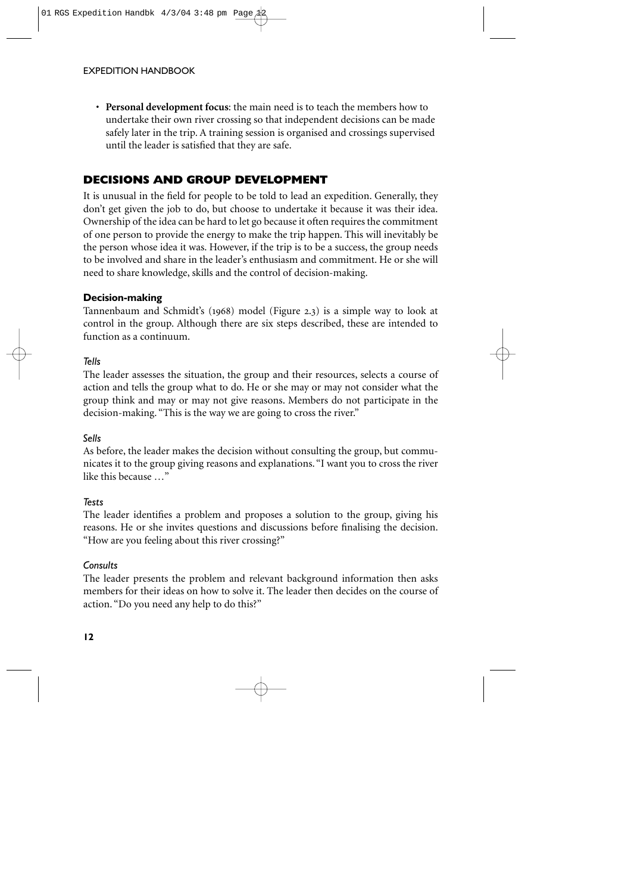- **Personal development focus**: the main need is to teach the members how to undertake their own river crossing so that independent decisions can be made safely later in the trip. A training session is organised and crossings supervised until the leader is satisfied that they are safe.

## DECISIONS AND GROUP DEVELOPMENT

It is unusual in the field for people to be told to lead an expedition. Generally, they don't get given the job to do, but choose to undertake it because it was their idea. Ownership of the idea can be hard to let go because it often requires the commitment of one person to provide the energy to make the trip happen. This will inevitably be the person whose idea it was. However, if the trip is to be a success, the group needs to be involved and share in the leader's enthusiasm and commitment. He or she will need to share knowledge, skills and the control of decision-making.

### Decision-making

Tannenbaum and Schmidt's (1968) model (Figure 2.3) is a simple way to look at control in the group. Although there are six steps described, these are intended to function as a continuum.

#### *Tells*

The leader assesses the situation, the group and their resources, selects a course of action and tells the group what to do. He or she may or may not consider what the group think and may or may not give reasons. Members do not participate in the decision-making. "This is the way we are going to cross the river."

#### *Sells*

As before, the leader makes the decision without consulting the group, but communicates it to the group giving reasons and explanations. "I want you to cross the river like this because …"

#### *Tests*

The leader identifies a problem and proposes a solution to the group, giving his reasons. He or she invites questions and discussions before finalising the decision. "How are you feeling about this river crossing?"

#### *Consults*

The leader presents the problem and relevant background information then asks members for their ideas on how to solve it. The leader then decides on the course of action. "Do you need any help to do this?"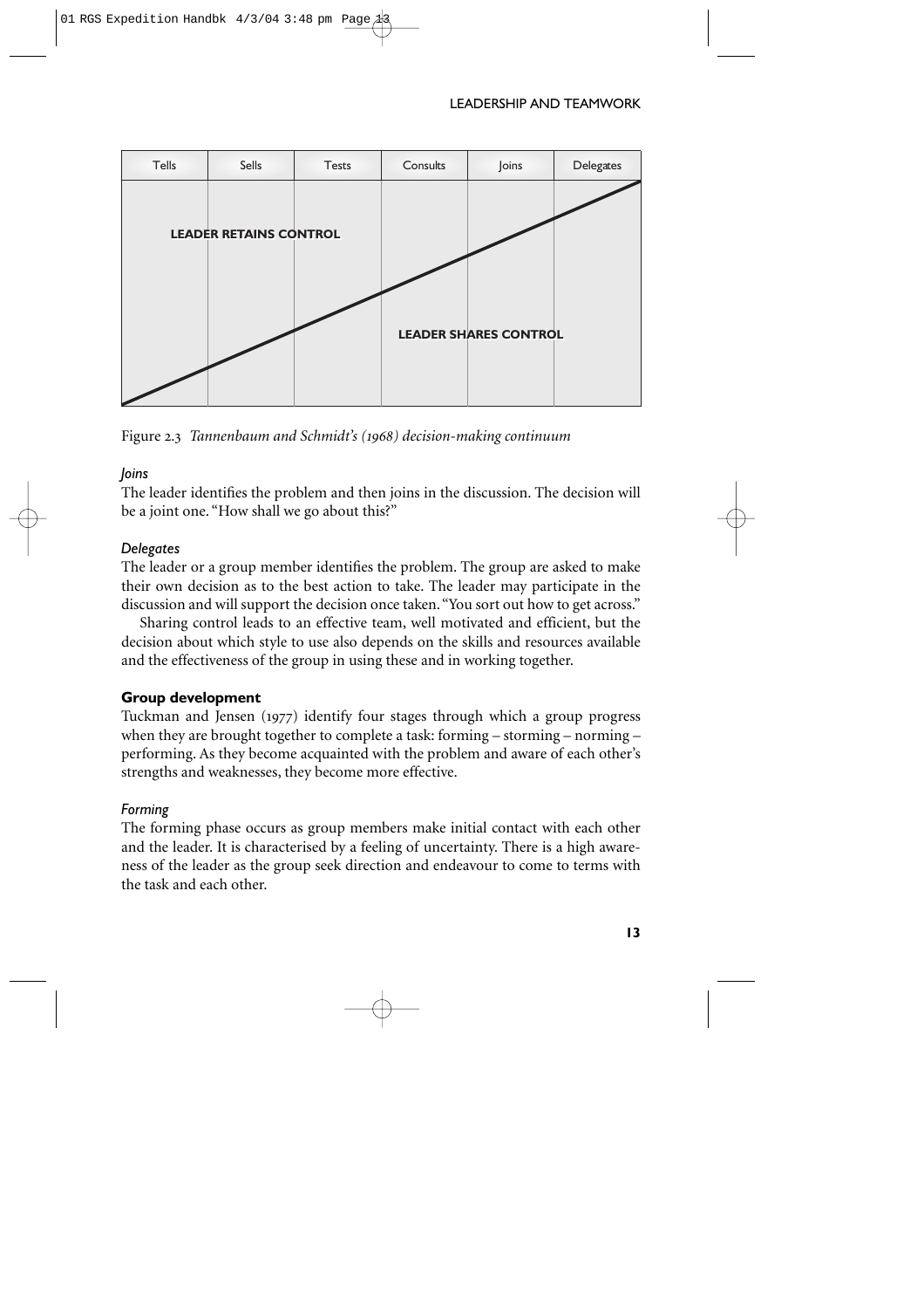| Tells | Sells | Tests | Consults | Joins | Delegates |
|---|---|---|---|---|---|

LEADER RETAINS CONTROL

LEADER SHARES CONTROL

Figure 2.3 *Tannenbaum and Schmidt's (1968) decision-making continuum*

*Joins*

The leader identifies the problem and then joins in the discussion. The decision will be a joint one. "How shall we go about this?"

*Delegates*

The leader or a group member identifies the problem. The group are asked to make their own decision as to the best action to take. The leader may participate in the discussion and will support the decision once taken. "You sort out how to get across."

Sharing control leads to an effective team, well motivated and efficient, but the decision about which style to use also depends on the skills and resources available and the effectiveness of the group in using these and in working together.

**Group development**

Tuckman and Jensen (1977) identify four stages through which a group progress when they are brought together to complete a task: forming – storming – norming – performing. As they become acquainted with the problem and aware of each other's strengths and weaknesses, they become more effective.

*Forming*

The forming phase occurs as group members make initial contact with each other and the leader. It is characterised by a feeling of uncertainty. There is a high awareness of the leader as the group seek direction and endeavour to come to terms with the task and each other.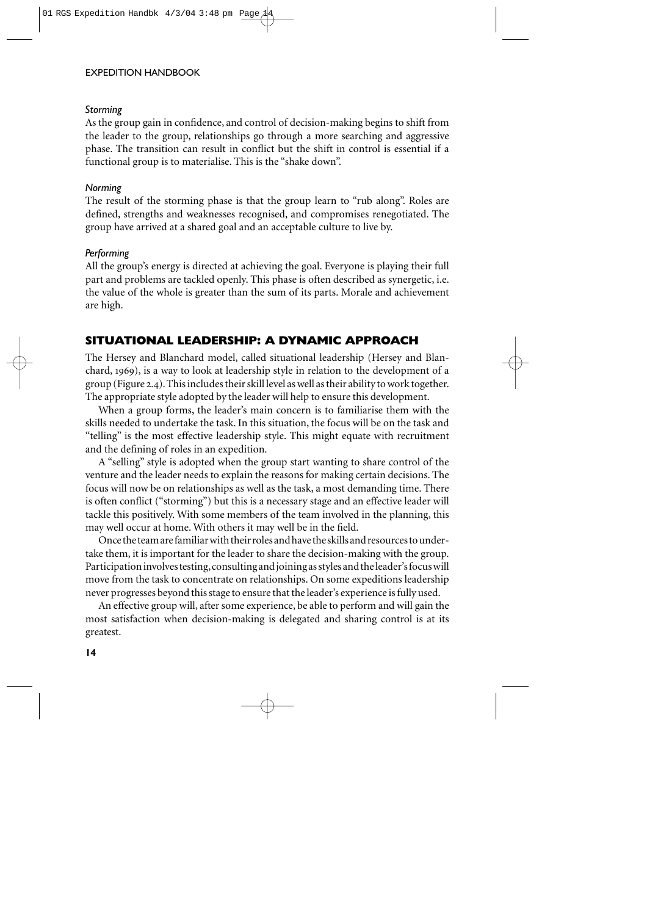*Storming*

As the group gain in confidence, and control of decision-making begins to shift from the leader to the group, relationships go through a more searching and aggressive phase. The transition can result in conflict but the shift in control is essential if a functional group is to materialise. This is the "shake down".

*Norming*

The result of the storming phase is that the group learn to "rub along". Roles are defined, strengths and weaknesses recognised, and compromises renegotiated. The group have arrived at a shared goal and an acceptable culture to live by.

*Performing*

All the group's energy is directed at achieving the goal. Everyone is playing their full part and problems are tackled openly. This phase is often described as synergetic, i.e. the value of the whole is greater than the sum of its parts. Morale and achievement are high.

## SITUATIONAL LEADERSHIP: A DYNAMIC APPROACH

The Hersey and Blanchard model, called situational leadership (Hersey and Blanchard, 1969), is a way to look at leadership style in relation to the development of a group (Figure 2.4). This includes their skill level as well as their ability to work together. The appropriate style adopted by the leader will help to ensure this development.

When a group forms, the leader's main concern is to familiarise them with the skills needed to undertake the task. In this situation, the focus will be on the task and "telling" is the most effective leadership style. This might equate with recruitment and the defining of roles in an expedition.

A "selling" style is adopted when the group start wanting to share control of the venture and the leader needs to explain the reasons for making certain decisions. The focus will now be on relationships as well as the task, a most demanding time. There is often conflict ("storming") but this is a necessary stage and an effective leader will tackle this positively. With some members of the team involved in the planning, this may well occur at home. With others it may well be in the field.

Once the team are familiar with their roles and have the skills and resources to undertake them, it is important for the leader to share the decision-making with the group. Participation involves testing, consulting and joining as styles and the leader's focus will move from the task to concentrate on relationships. On some expeditions leadership never progresses beyond this stage to ensure that the leader's experience is fully used.

An effective group will, after some experience, be able to perform and will gain the most satisfaction when decision-making is delegated and sharing control is at its greatest.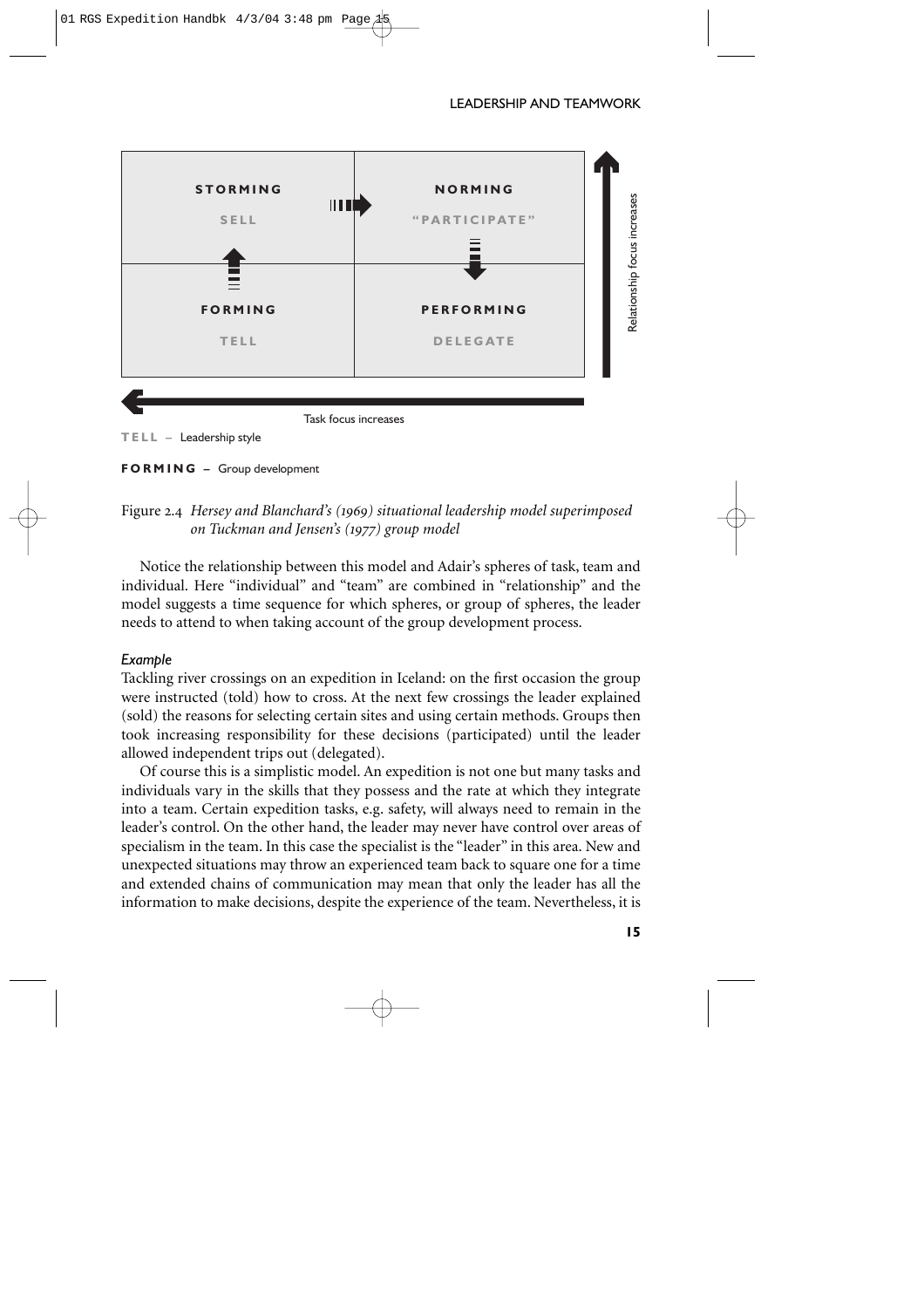| STORMING<br>SELL | NORMING<br>"PARTICIPATE" |
| --- | --- |
| FORMING<br>TELL | PERFORMING<br>DELEGATE |

Relationship focus increases

Task focus increases

TELL – Leadership style

FORMING – Group development

Figure 2.4 *Hersey and Blanchard's (1969) situational leadership model superimposed on Tuckman and Jensen's (1977) group model*

Notice the relationship between this model and Adair's spheres of task, team and individual. Here "individual" and "team" are combined in "relationship" and the model suggests a time sequence for which spheres, or group of spheres, the leader needs to attend to when taking account of the group development process.

*Example*

Tackling river crossings on an expedition in Iceland: on the first occasion the group were instructed (told) how to cross. At the next few crossings the leader explained (sold) the reasons for selecting certain sites and using certain methods. Groups then took increasing responsibility for these decisions (participated) until the leader allowed independent trips out (delegated).

Of course this is a simplistic model. An expedition is not one but many tasks and individuals vary in the skills that they possess and the rate at which they integrate into a team. Certain expedition tasks, e.g. safety, will always need to remain in the leader's control. On the other hand, the leader may never have control over areas of specialism in the team. In this case the specialist is the "leader" in this area. New and unexpected situations may throw an experienced team back to square one for a time and extended chains of communication may mean that only the leader has all the information to make decisions, despite the experience of the team. Nevertheless, it is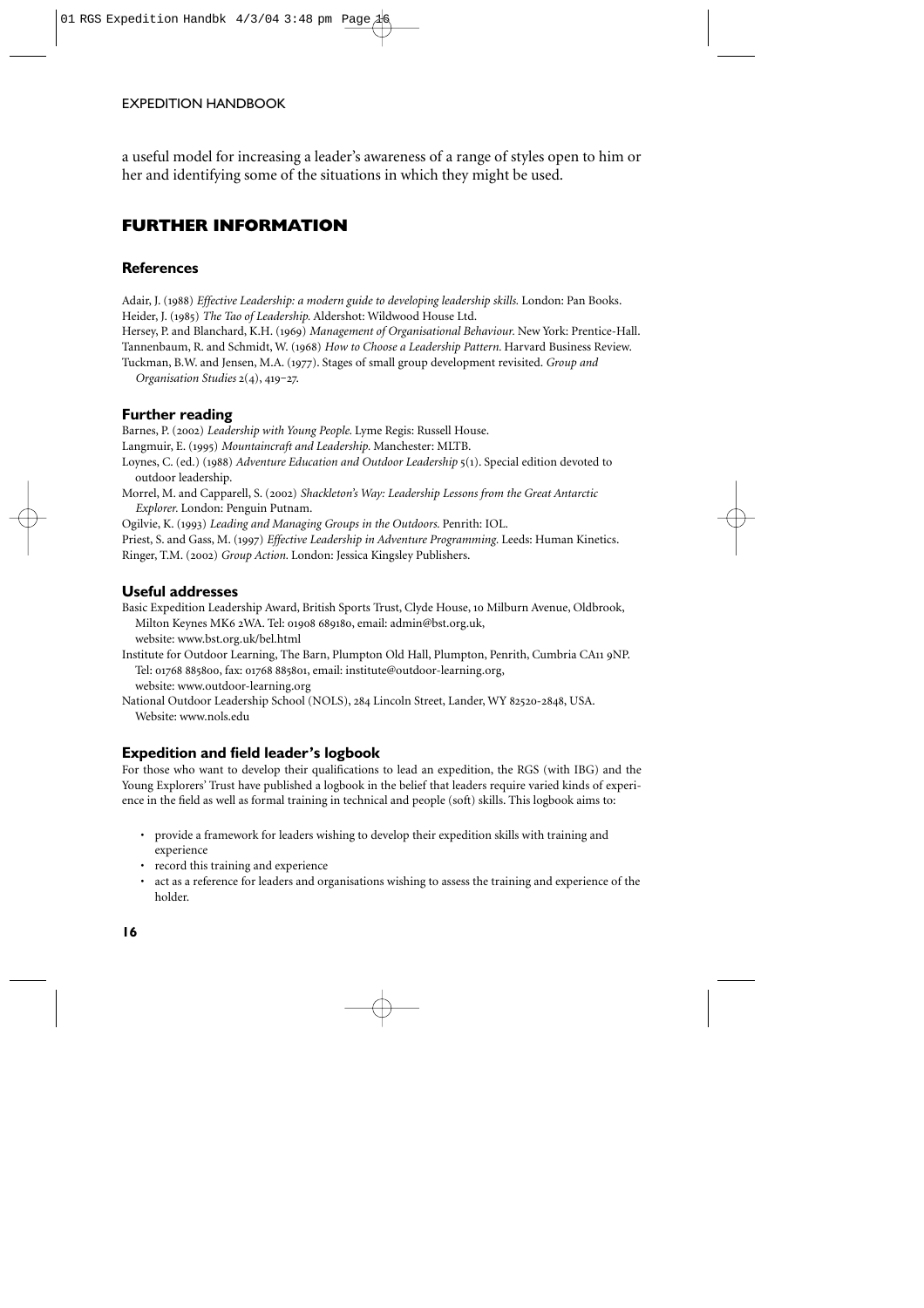a useful model for increasing a leader's awareness of a range of styles open to him or her and identifying some of the situations in which they might be used.

## FURTHER INFORMATION

### References

Adair, J. (1988) *Effective Leadership: a modern guide to developing leadership skills.* London: Pan Books.
Heider, J. (1985) *The Tao of Leadership.* Aldershot: Wildwood House Ltd.
Hersey, P. and Blanchard, K.H. (1969) *Management of Organisational Behaviour.* New York: Prentice-Hall.
Tannenbaum, R. and Schmidt, W. (1968) *How to Choose a Leadership Pattern.* Harvard Business Review.
Tuckman, B.W. and Jensen, M.A. (1977). Stages of small group development revisited. *Group and Organisation Studies* 2(4), 419–27.

### Further reading

Barnes, P. (2002) *Leadership with Young People.* Lyme Regis: Russell House.
Langmuir, E. (1995) *Mountaincraft and Leadership.* Manchester: MLTB.
Loynes, C. (ed.) (1988) *Adventure Education and Outdoor Leadership* 5(1). Special edition devoted to outdoor leadership.
Morrel, M. and Capparell, S. (2002) *Shackleton's Way: Leadership Lessons from the Great Antarctic Explorer.* London: Penguin Putnam.
Ogilvie, K. (1993) *Leading and Managing Groups in the Outdoors.* Penrith: IOL.
Priest, S. and Gass, M. (1997) *Effective Leadership in Adventure Programming.* Leeds: Human Kinetics.
Ringer, T.M. (2002) *Group Action.* London: Jessica Kingsley Publishers.

### Useful addresses

Basic Expedition Leadership Award, British Sports Trust, Clyde House, 10 Milburn Avenue, Oldbrook, Milton Keynes MK6 2WA. Tel: 01908 689180, email: admin@bst.org.uk, website: www.bst.org.uk/bel.html

Institute for Outdoor Learning, The Barn, Plumpton Old Hall, Plumpton, Penrith, Cumbria CA11 9NP. Tel: 01768 885800, fax: 01768 885801, email: institute@outdoor-learning.org, website: www.outdoor-learning.org

National Outdoor Leadership School (NOLS), 284 Lincoln Street, Lander, WY 82520-2848, USA. Website: www.nols.edu

### Expedition and field leader's logbook

For those who want to develop their qualifications to lead an expedition, the RGS (with IBG) and the Young Explorers' Trust have published a logbook in the belief that leaders require varied kinds of experience in the field as well as formal training in technical and people (soft) skills. This logbook aims to:

- provide a framework for leaders wishing to develop their expedition skills with training and experience
- record this training and experience
- act as a reference for leaders and organisations wishing to assess the training and experience of the holder.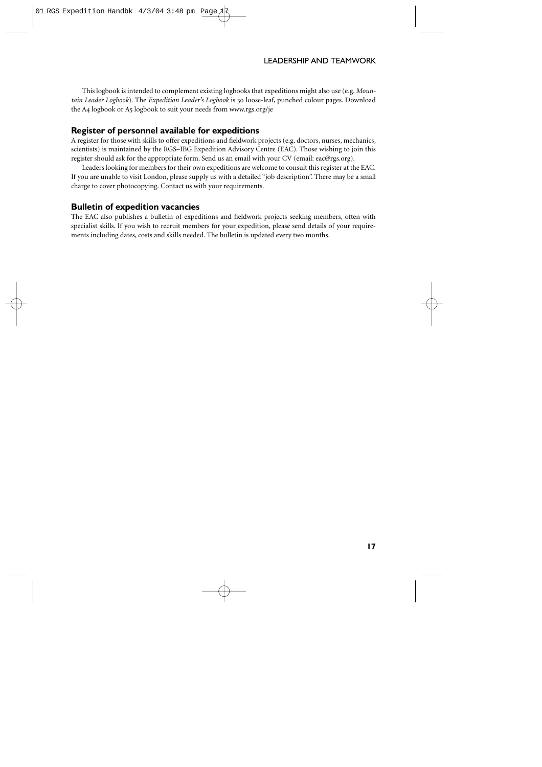This logbook is intended to complement existing logbooks that expeditions might also use (e.g. *Mountain Leader Logbook*). The *Expedition Leader's Logbook* is 30 loose-leaf, punched colour pages. Download the A4 logbook or A5 logbook to suit your needs from www.rgs.org/je

## Register of personnel available for expeditions

A register for those with skills to offer expeditions and fieldwork projects (e.g. doctors, nurses, mechanics, scientists) is maintained by the RGS–IBG Expedition Advisory Centre (EAC). Those wishing to join this register should ask for the appropriate form. Send us an email with your CV (email: eac@rgs.org).

Leaders looking for members for their own expeditions are welcome to consult this register at the EAC. If you are unable to visit London, please supply us with a detailed "job description". There may be a small charge to cover photocopying. Contact us with your requirements.

## Bulletin of expedition vacancies

The EAC also publishes a bulletin of expeditions and fieldwork projects seeking members, often with specialist skills. If you wish to recruit members for your expedition, please send details of your requirements including dates, costs and skills needed. The bulletin is updated every two months.